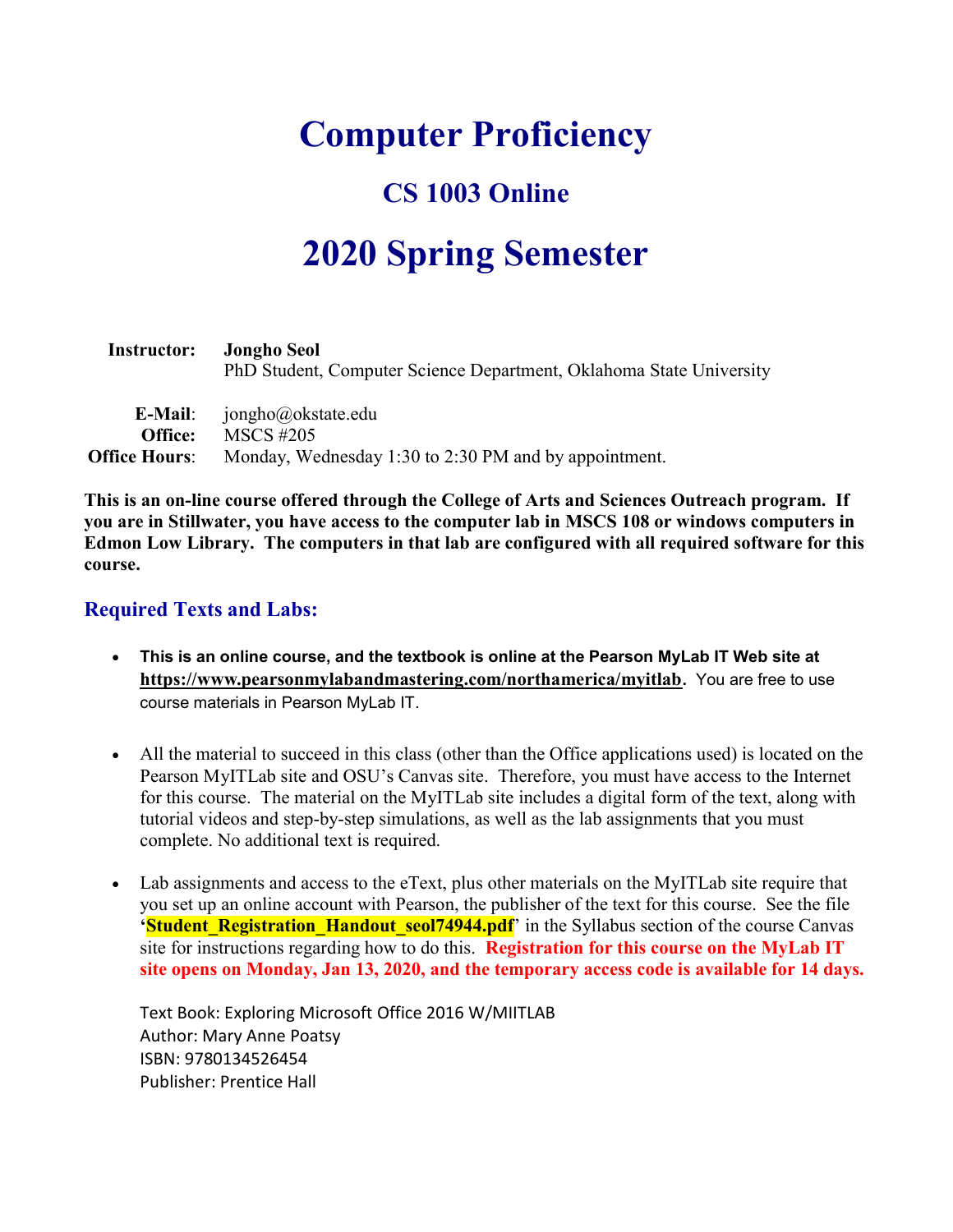# Computer Proficiency

## CS 1003 Online

# 2020 Spring Semester

**Instructor:** **Jongho Seol**
PhD Student, Computer Science Department, Oklahoma State University

**E-Mail**: jongho@okstate.edu
**Office:** MSCS #205
**Office Hours**: Monday, Wednesday 1:30 to 2:30 PM and by appointment.

**This is an on-line course offered through the College of Arts and Sciences Outreach program. If you are in Stillwater, you have access to the computer lab in MSCS 108 or windows computers in Edmon Low Library. The computers in that lab are configured with all required software for this course.**

### Required Texts and Labs:

- **This is an online course, and the textbook is online at the Pearson MyLab IT Web site at https://www.pearsonmylabandmastering.com/northamerica/myitlab.** You are free to use course materials in Pearson MyLab IT.

- All the material to succeed in this class (other than the Office applications used) is located on the Pearson MyITLab site and OSU's Canvas site. Therefore, you must have access to the Internet for this course. The material on the MyITLab site includes a digital form of the text, along with tutorial videos and step-by-step simulations, as well as the lab assignments that you must complete. No additional text is required.

- Lab assignments and access to the eText, plus other materials on the MyITLab site require that you set up an online account with Pearson, the publisher of the text for this course. See the file '**Student_Registration_Handout_seol74944.pdf**' in the Syllabus section of the course Canvas site for instructions regarding how to do this. **Registration for this course on the MyLab IT site opens on Monday, Jan 13, 2020, and the temporary access code is available for 14 days.**

  Text Book: Exploring Microsoft Office 2016 W/MIITLAB
  Author: Mary Anne Poatsy
  ISBN: 9780134526454
  Publisher: Prentice Hall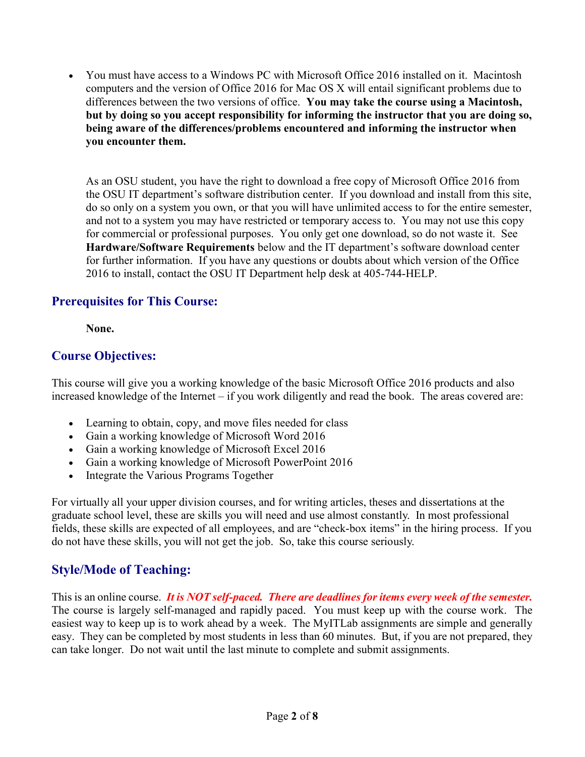- You must have access to a Windows PC with Microsoft Office 2016 installed on it. Macintosh computers and the version of Office 2016 for Mac OS X will entail significant problems due to differences between the two versions of office. **You may take the course using a Macintosh, but by doing so you accept responsibility for informing the instructor that you are doing so, being aware of the differences/problems encountered and informing the instructor when you encounter them.**

  As an OSU student, you have the right to download a free copy of Microsoft Office 2016 from the OSU IT department's software distribution center. If you download and install from this site, do so only on a system you own, or that you will have unlimited access to for the entire semester, and not to a system you may have restricted or temporary access to. You may not use this copy for commercial or professional purposes. You only get one download, so do not waste it. See **Hardware/Software Requirements** below and the IT department's software download center for further information. If you have any questions or doubts about which version of the Office 2016 to install, contact the OSU IT Department help desk at 405-744-HELP.

## Prerequisites for This Course:

**None.**

## Course Objectives:

This course will give you a working knowledge of the basic Microsoft Office 2016 products and also increased knowledge of the Internet – if you work diligently and read the book. The areas covered are:

- Learning to obtain, copy, and move files needed for class
- Gain a working knowledge of Microsoft Word 2016
- Gain a working knowledge of Microsoft Excel 2016
- Gain a working knowledge of Microsoft PowerPoint 2016
- Integrate the Various Programs Together

For virtually all your upper division courses, and for writing articles, theses and dissertations at the graduate school level, these are skills you will need and use almost constantly. In most professional fields, these skills are expected of all employees, and are "check-box items" in the hiring process. If you do not have these skills, you will not get the job. So, take this course seriously.

## Style/Mode of Teaching:

This is an online course. ***It is NOT self-paced. There are deadlines for items every week of the semester.*** The course is largely self-managed and rapidly paced. You must keep up with the course work. The easiest way to keep up is to work ahead by a week. The MyITLab assignments are simple and generally easy. They can be completed by most students in less than 60 minutes. But, if you are not prepared, they can take longer. Do not wait until the last minute to complete and submit assignments.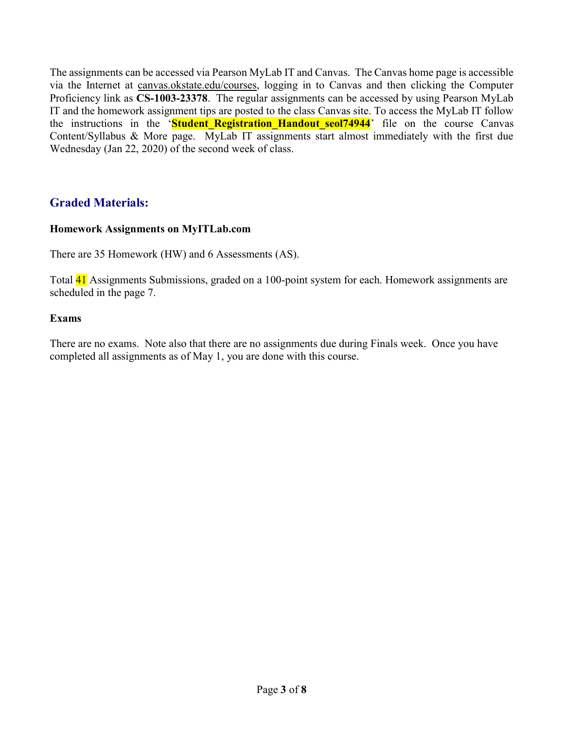The assignments can be accessed via Pearson MyLab IT and Canvas. The Canvas home page is accessible via the Internet at canvas.okstate.edu/courses, logging in to Canvas and then clicking the Computer Proficiency link as **CS-1003-23378**. The regular assignments can be accessed by using Pearson MyLab IT and the homework assignment tips are posted to the class Canvas site. To access the MyLab IT follow the instructions in the '**Student_Registration_Handout_seol74944**' file on the course Canvas Content/Syllabus & More page. MyLab IT assignments start almost immediately with the first due Wednesday (Jan 22, 2020) of the second week of class.

## Graded Materials:

**Homework Assignments on MyITLab.com**

There are 35 Homework (HW) and 6 Assessments (AS).

Total 41 Assignments Submissions, graded on a 100-point system for each. Homework assignments are scheduled in the page 7.

**Exams**

There are no exams. Note also that there are no assignments due during Finals week. Once you have completed all assignments as of May 1, you are done with this course.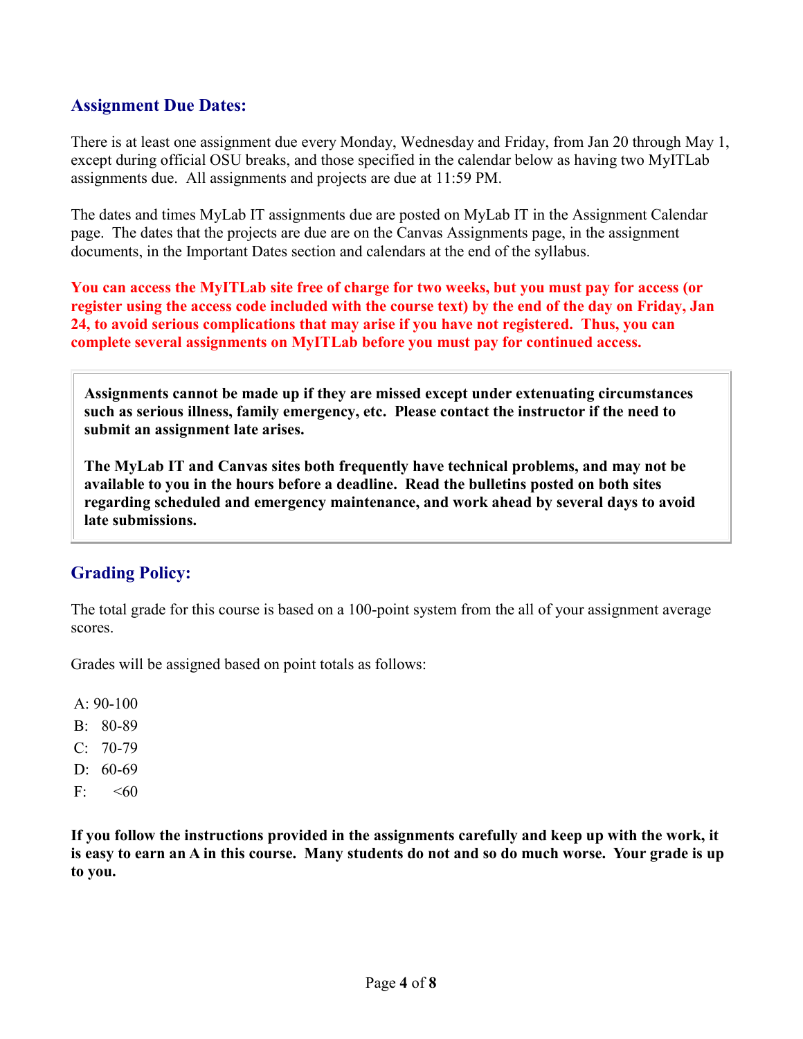## Assignment Due Dates:

There is at least one assignment due every Monday, Wednesday and Friday, from Jan 20 through May 1, except during official OSU breaks, and those specified in the calendar below as having two MyITLab assignments due. All assignments and projects are due at 11:59 PM.

The dates and times MyLab IT assignments due are posted on MyLab IT in the Assignment Calendar page. The dates that the projects are due are on the Canvas Assignments page, in the assignment documents, in the Important Dates section and calendars at the end of the syllabus.

**You can access the MyITLab site free of charge for two weeks, but you must pay for access (or register using the access code included with the course text) by the end of the day on Friday, Jan 24, to avoid serious complications that may arise if you have not registered. Thus, you can complete several assignments on MyITLab before you must pay for continued access.**

> **Assignments cannot be made up if they are missed except under extenuating circumstances such as serious illness, family emergency, etc. Please contact the instructor if the need to submit an assignment late arises.**
>
> **The MyLab IT and Canvas sites both frequently have technical problems, and may not be available to you in the hours before a deadline. Read the bulletins posted on both sites regarding scheduled and emergency maintenance, and work ahead by several days to avoid late submissions.**

## Grading Policy:

The total grade for this course is based on a 100-point system from the all of your assignment average scores.

Grades will be assigned based on point totals as follows:

A: 90-100
B: 80-89
C: 70-79
D: 60-69
F: <60

**If you follow the instructions provided in the assignments carefully and keep up with the work, it is easy to earn an A in this course. Many students do not and so do much worse. Your grade is up to you.**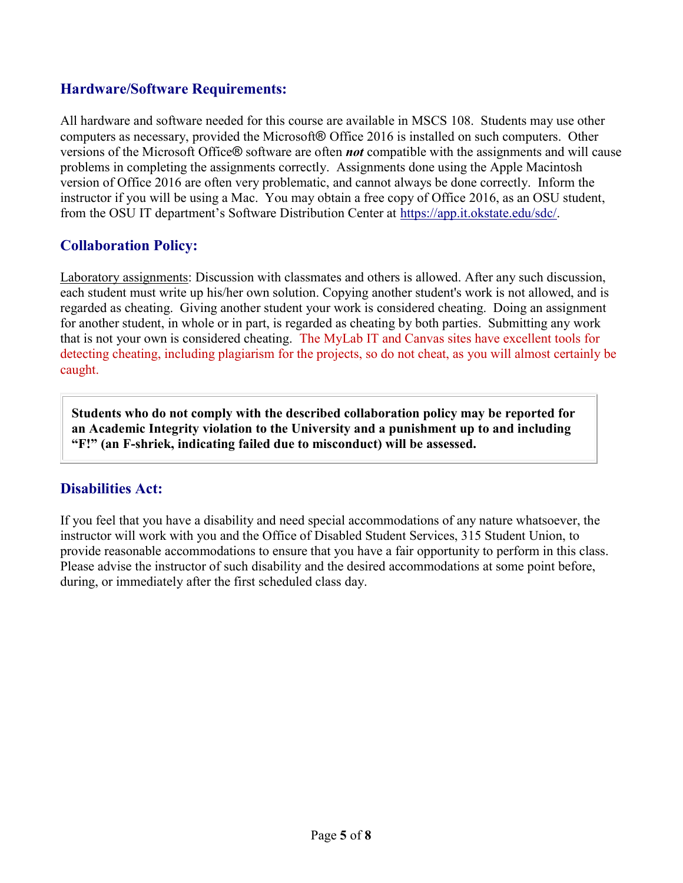## Hardware/Software Requirements:

All hardware and software needed for this course are available in MSCS 108. Students may use other computers as necessary, provided the Microsoft® Office 2016 is installed on such computers. Other versions of the Microsoft Office® software are often ***not*** compatible with the assignments and will cause problems in completing the assignments correctly. Assignments done using the Apple Macintosh version of Office 2016 are often very problematic, and cannot always be done correctly. Inform the instructor if you will be using a Mac. You may obtain a free copy of Office 2016, as an OSU student, from the OSU IT department's Software Distribution Center at [https://app.it.okstate.edu/sdc/](https://app.it.okstate.edu/sdc/).

## Collaboration Policy:

Laboratory assignments: Discussion with classmates and others is allowed. After any such discussion, each student must write up his/her own solution. Copying another student's work is not allowed, and is regarded as cheating. Giving another student your work is considered cheating. Doing an assignment for another student, in whole or in part, is regarded as cheating by both parties. Submitting any work that is not your own is considered cheating. The MyLab IT and Canvas sites have excellent tools for detecting cheating, including plagiarism for the projects, so do not cheat, as you will almost certainly be caught.

> **Students who do not comply with the described collaboration policy may be reported for an Academic Integrity violation to the University and a punishment up to and including "F!" (an F-shriek, indicating failed due to misconduct) will be assessed.**

## Disabilities Act:

If you feel that you have a disability and need special accommodations of any nature whatsoever, the instructor will work with you and the Office of Disabled Student Services, 315 Student Union, to provide reasonable accommodations to ensure that you have a fair opportunity to perform in this class. Please advise the instructor of such disability and the desired accommodations at some point before, during, or immediately after the first scheduled class day.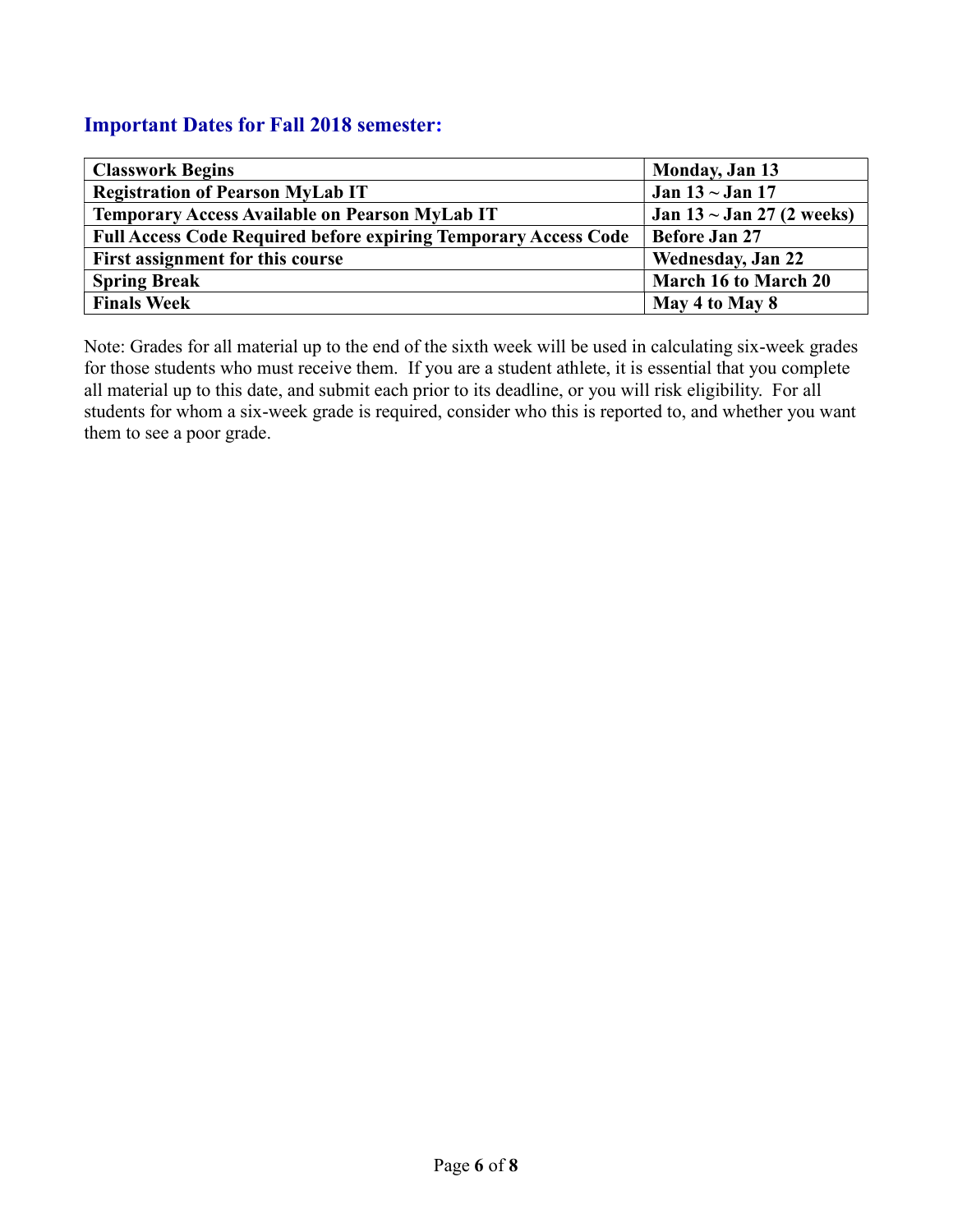### Important Dates for Fall 2018 semester:

| **Classwork Begins** | **Monday, Jan 13** |
|---|---|
| **Registration of Pearson MyLab IT** | **Jan 13 ~ Jan 17** |
| **Temporary Access Available on Pearson MyLab IT** | **Jan 13 ~ Jan 27 (2 weeks)** |
| **Full Access Code Required before expiring Temporary Access Code** | **Before Jan 27** |
| **First assignment for this course** | **Wednesday, Jan 22** |
| **Spring Break** | **March 16 to March 20** |
| **Finals Week** | **May 4 to May 8** |

Note: Grades for all material up to the end of the sixth week will be used in calculating six-week grades for those students who must receive them. If you are a student athlete, it is essential that you complete all material up to this date, and submit each prior to its deadline, or you will risk eligibility. For all students for whom a six-week grade is required, consider who this is reported to, and whether you want them to see a poor grade.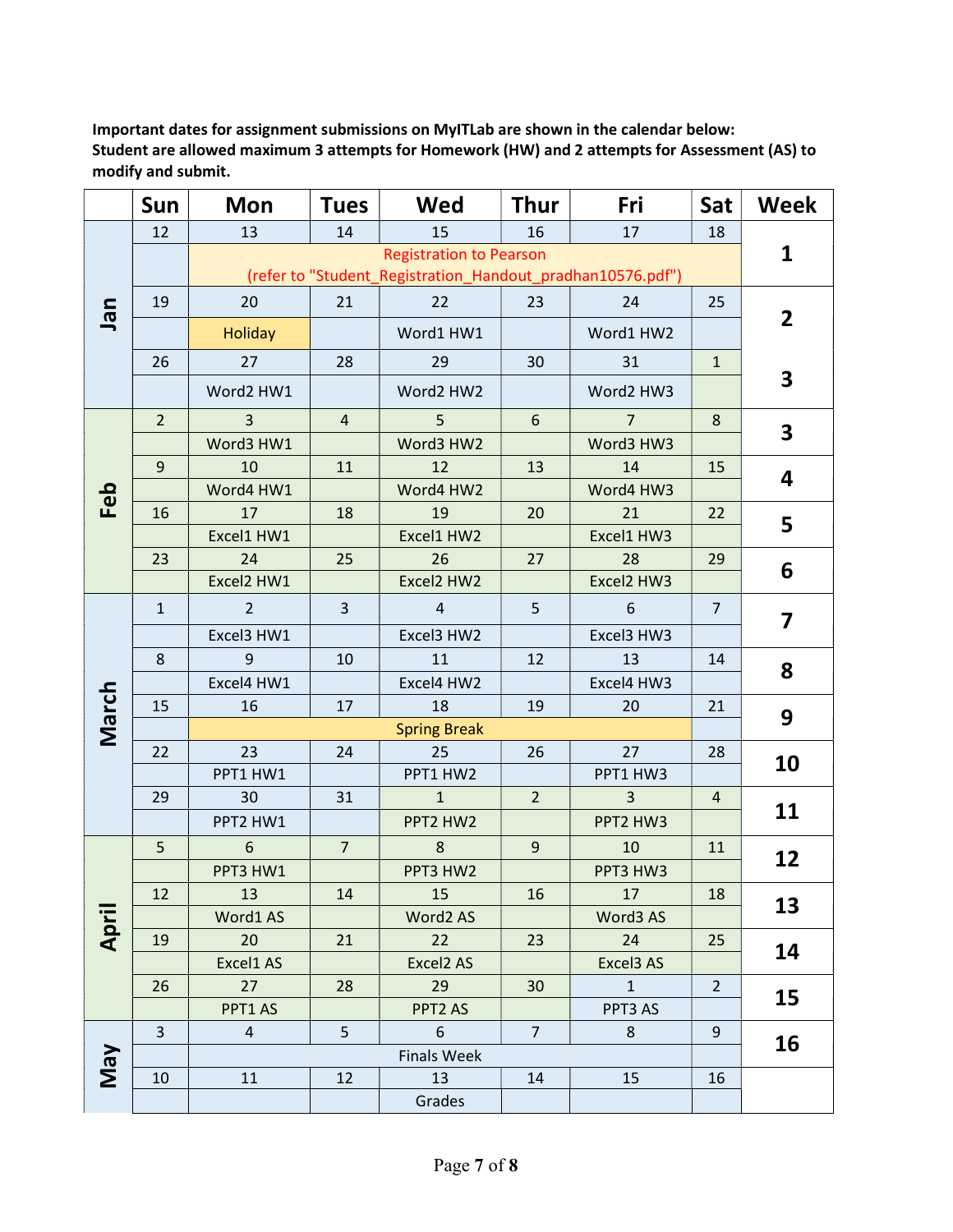**Important dates for assignment submissions on MyITLab are shown in the calendar below:**
**Student are allowed maximum 3 attempts for Homework (HW) and 2 attempts for Assessment (AS) to modify and submit.**

| | Sun | Mon | Tues | Wed | Thur | Fri | Sat | Week |
|---|---|---|---|---|---|---|---|---|
| Jan | 12 | 13 | 14 | 15 | 16 | 17 | 18 | 1 |
| | | Registration to Pearson (refer to "Student_Registration_Handout_pradhan10576.pdf") | | | | | | |
| | 19 | 20 | 21 | 22 | 23 | 24 | 25 | 2 |
| | | Holiday | | Word1 HW1 | | Word1 HW2 | | |
| | 26 | 27 | 28 | 29 | 30 | 31 | 1 | 3 |
| | | Word2 HW1 | | Word2 HW2 | | Word2 HW3 | | |
| Feb | 2 | 3 | 4 | 5 | 6 | 7 | 8 | 3 |
| | | Word3 HW1 | | Word3 HW2 | | Word3 HW3 | | |
| | 9 | 10 | 11 | 12 | 13 | 14 | 15 | 4 |
| | | Word4 HW1 | | Word4 HW2 | | Word4 HW3 | | |
| | 16 | 17 | 18 | 19 | 20 | 21 | 22 | 5 |
| | | Excel1 HW1 | | Excel1 HW2 | | Excel1 HW3 | | |
| | 23 | 24 | 25 | 26 | 27 | 28 | 29 | 6 |
| | | Excel2 HW1 | | Excel2 HW2 | | Excel2 HW3 | | |
| March | 1 | 2 | 3 | 4 | 5 | 6 | 7 | 7 |
| | | Excel3 HW1 | | Excel3 HW2 | | Excel3 HW3 | | |
| | 8 | 9 | 10 | 11 | 12 | 13 | 14 | 8 |
| | | Excel4 HW1 | | Excel4 HW2 | | Excel4 HW3 | | |
| | 15 | 16 | 17 | 18 | 19 | 20 | 21 | 9 |
| | | Spring Break | | | | | | |
| | 22 | 23 | 24 | 25 | 26 | 27 | 28 | 10 |
| | | PPT1 HW1 | | PPT1 HW2 | | PPT1 HW3 | | |
| | 29 | 30 | 31 | 1 | 2 | 3 | 4 | 11 |
| | | PPT2 HW1 | | PPT2 HW2 | | PPT2 HW3 | | |
| April | 5 | 6 | 7 | 8 | 9 | 10 | 11 | 12 |
| | | PPT3 HW1 | | PPT3 HW2 | | PPT3 HW3 | | |
| | 12 | 13 | 14 | 15 | 16 | 17 | 18 | 13 |
| | | Word1 AS | | Word2 AS | | Word3 AS | | |
| | 19 | 20 | 21 | 22 | 23 | 24 | 25 | 14 |
| | | Excel1 AS | | Excel2 AS | | Excel3 AS | | |
| | 26 | 27 | 28 | 29 | 30 | 1 | 2 | 15 |
| | | PPT1 AS | | PPT2 AS | | PPT3 AS | | |
| May | 3 | 4 | 5 | 6 | 7 | 8 | 9 | 16 |
| | | Finals Week | | | | | | |
| | 10 | 11 | 12 | 13 | 14 | 15 | 16 | |
| | | | | Grades | | | | |